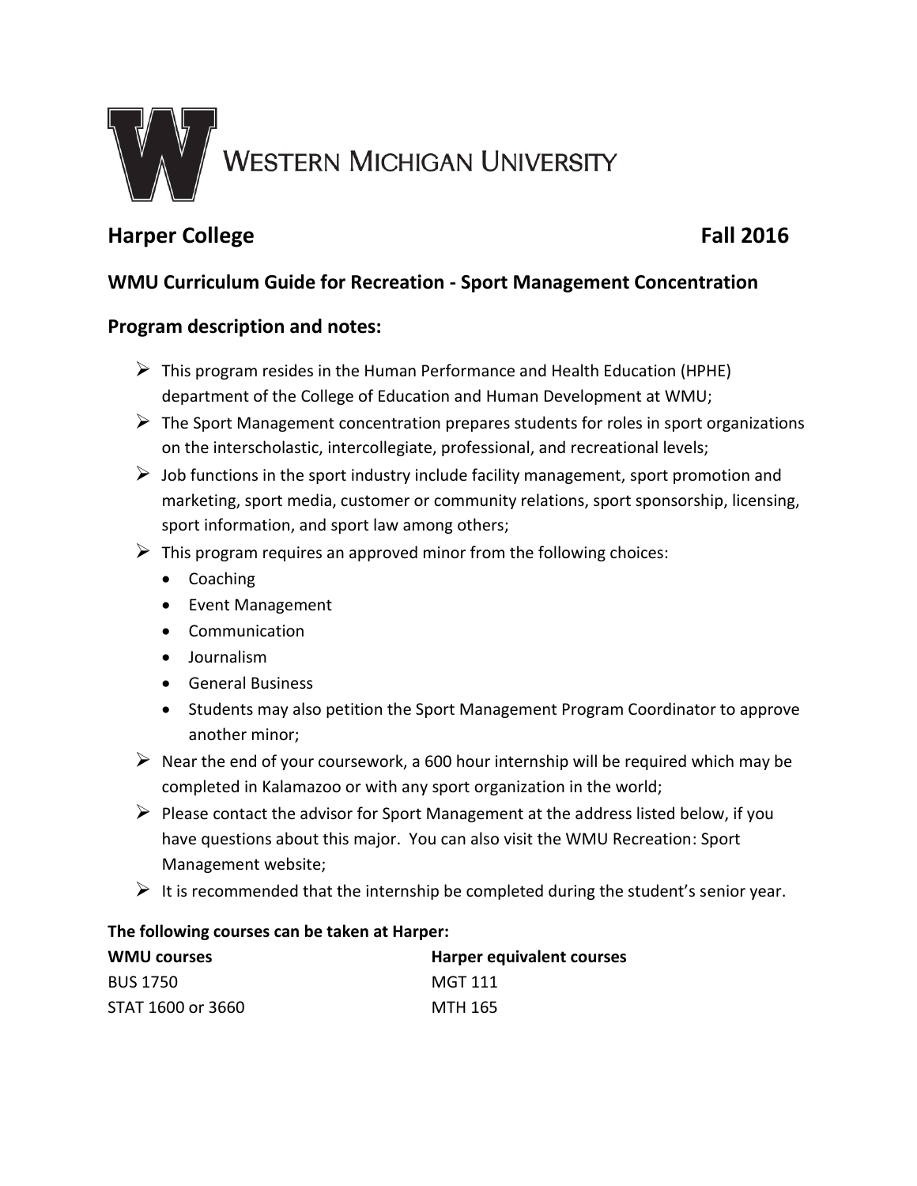WESTERN MICHIGAN UNIVERSITY

## Harper College — Fall 2016

### WMU Curriculum Guide for Recreation - Sport Management Concentration

### Program description and notes:

- This program resides in the Human Performance and Health Education (HPHE) department of the College of Education and Human Development at WMU;
- The Sport Management concentration prepares students for roles in sport organizations on the interscholastic, intercollegiate, professional, and recreational levels;
- Job functions in the sport industry include facility management, sport promotion and marketing, sport media, customer or community relations, sport sponsorship, licensing, sport information, and sport law among others;
- This program requires an approved minor from the following choices:
  - Coaching
  - Event Management
  - Communication
  - Journalism
  - General Business
  - Students may also petition the Sport Management Program Coordinator to approve another minor;
- Near the end of your coursework, a 600 hour internship will be required which may be completed in Kalamazoo or with any sport organization in the world;
- Please contact the advisor for Sport Management at the address listed below, if you have questions about this major. You can also visit the WMU Recreation: Sport Management website;
- It is recommended that the internship be completed during the student's senior year.

**The following courses can be taken at Harper:**

| WMU courses | Harper equivalent courses |
| --- | --- |
| BUS 1750 | MGT 111 |
| STAT 1600 or 3660 | MTH 165 |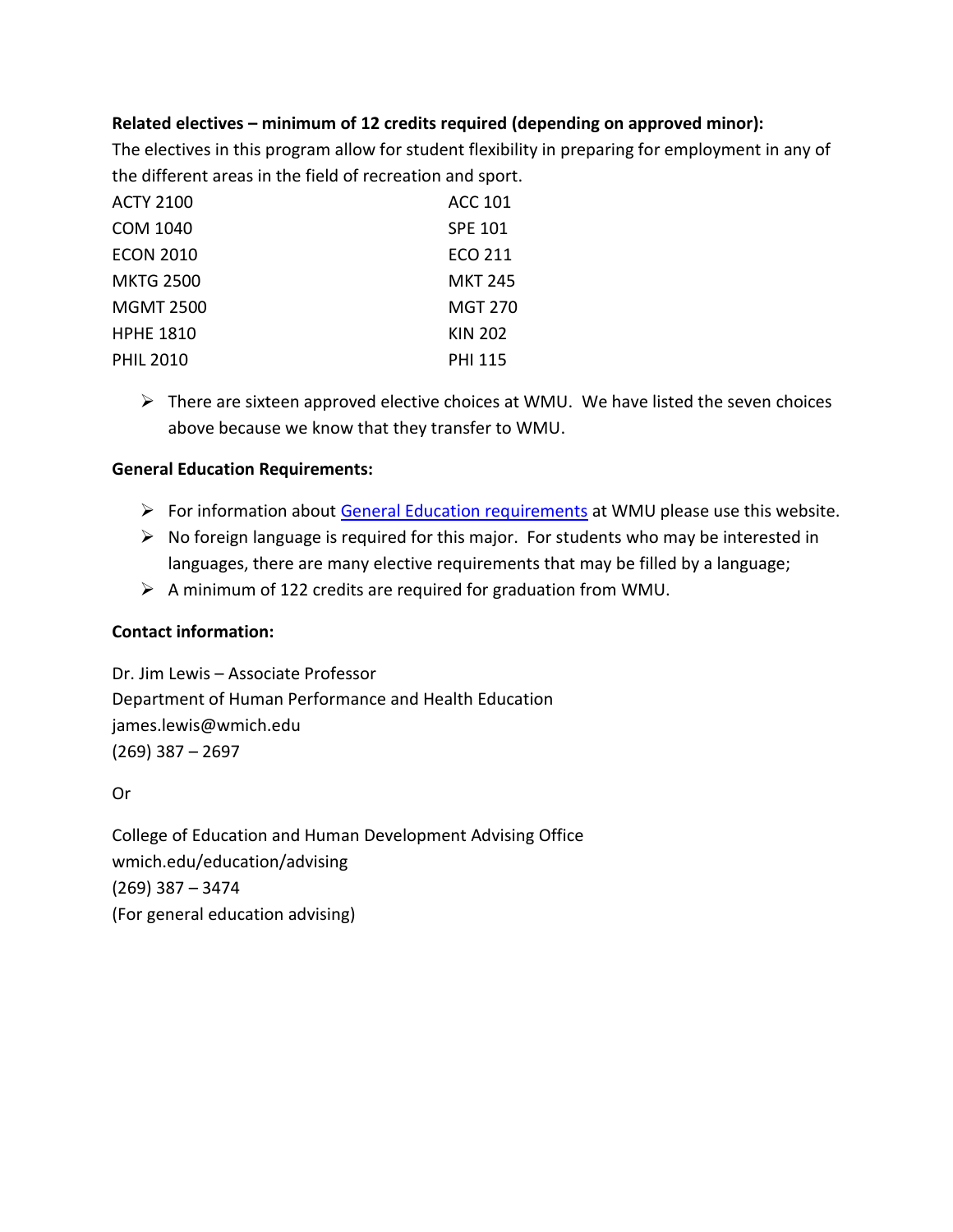**Related electives – minimum of 12 credits required (depending on approved minor):**

The electives in this program allow for student flexibility in preparing for employment in any of the different areas in the field of recreation and sport.

| | |
|---|---|
| ACTY 2100 | ACC 101 |
| COM 1040 | SPE 101 |
| ECON 2010 | ECO 211 |
| MKTG 2500 | MKT 245 |
| MGMT 2500 | MGT 270 |
| HPHE 1810 | KIN 202 |
| PHIL 2010 | PHI 115 |

- There are sixteen approved elective choices at WMU. We have listed the seven choices above because we know that they transfer to WMU.

**General Education Requirements:**

- For information about General Education requirements at WMU please use this website.
- No foreign language is required for this major. For students who may be interested in languages, there are many elective requirements that may be filled by a language;
- A minimum of 122 credits are required for graduation from WMU.

**Contact information:**

Dr. Jim Lewis – Associate Professor
Department of Human Performance and Health Education
james.lewis@wmich.edu
(269) 387 – 2697

Or

College of Education and Human Development Advising Office
wmich.edu/education/advising
(269) 387 – 3474
(For general education advising)